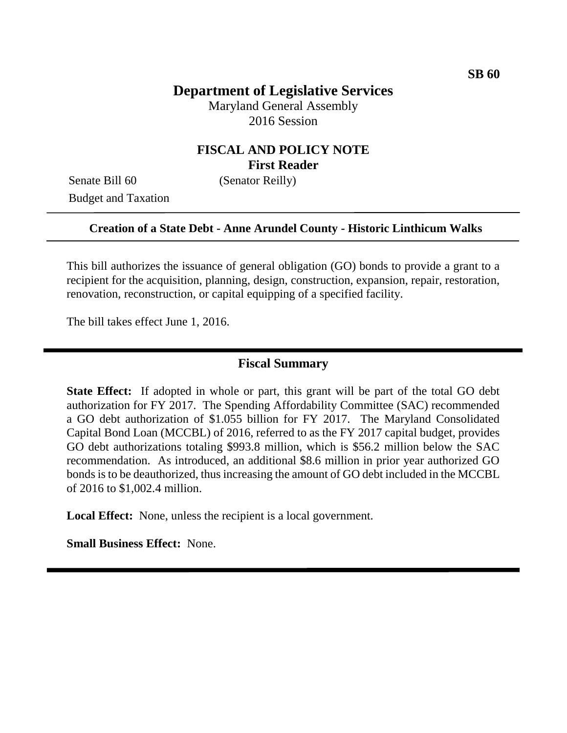SB 60

# Department of Legislative Services

Maryland General Assembly
2016 Session

## FISCAL AND POLICY NOTE
**First Reader**

Senate Bill 60 (Senator Reilly)
Budget and Taxation

---

**Creation of a State Debt - Anne Arundel County - Historic Linthicum Walks**

---

This bill authorizes the issuance of general obligation (GO) bonds to provide a grant to a recipient for the acquisition, planning, design, construction, expansion, repair, restoration, renovation, reconstruction, or capital equipping of a specified facility.

The bill takes effect June 1, 2016.

---

## Fiscal Summary

**State Effect:** If adopted in whole or part, this grant will be part of the total GO debt authorization for FY 2017. The Spending Affordability Committee (SAC) recommended a GO debt authorization of $1.055 billion for FY 2017. The Maryland Consolidated Capital Bond Loan (MCCBL) of 2016, referred to as the FY 2017 capital budget, provides GO debt authorizations totaling $993.8 million, which is $56.2 million below the SAC recommendation. As introduced, an additional $8.6 million in prior year authorized GO bonds is to be deauthorized, thus increasing the amount of GO debt included in the MCCBL of 2016 to $1,002.4 million.

**Local Effect:** None, unless the recipient is a local government.

**Small Business Effect:** None.

---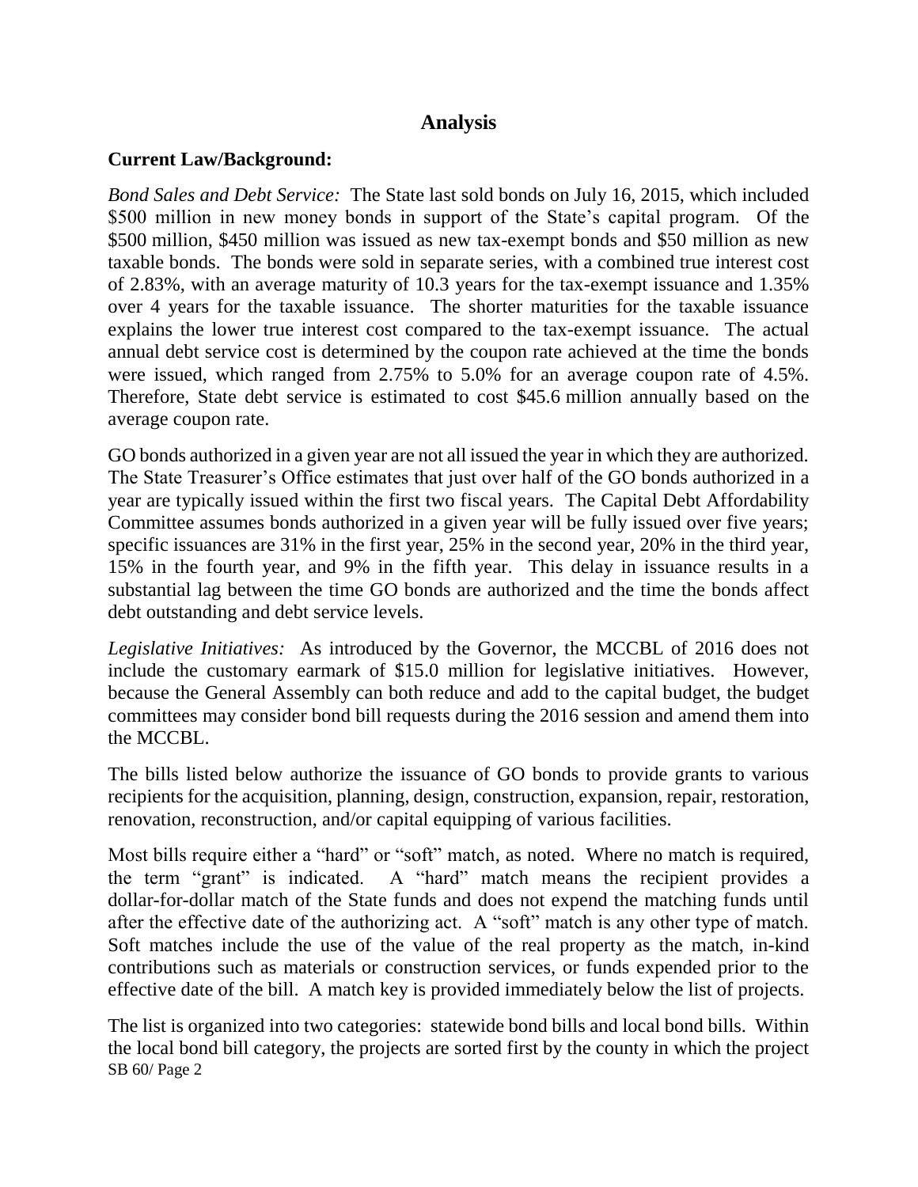# Analysis

**Current Law/Background:**

*Bond Sales and Debt Service:* The State last sold bonds on July 16, 2015, which included \$500 million in new money bonds in support of the State's capital program. Of the \$500 million, \$450 million was issued as new tax-exempt bonds and \$50 million as new taxable bonds. The bonds were sold in separate series, with a combined true interest cost of 2.83%, with an average maturity of 10.3 years for the tax-exempt issuance and 1.35% over 4 years for the taxable issuance. The shorter maturities for the taxable issuance explains the lower true interest cost compared to the tax-exempt issuance. The actual annual debt service cost is determined by the coupon rate achieved at the time the bonds were issued, which ranged from 2.75% to 5.0% for an average coupon rate of 4.5%. Therefore, State debt service is estimated to cost \$45.6 million annually based on the average coupon rate.

GO bonds authorized in a given year are not all issued the year in which they are authorized. The State Treasurer's Office estimates that just over half of the GO bonds authorized in a year are typically issued within the first two fiscal years. The Capital Debt Affordability Committee assumes bonds authorized in a given year will be fully issued over five years; specific issuances are 31% in the first year, 25% in the second year, 20% in the third year, 15% in the fourth year, and 9% in the fifth year. This delay in issuance results in a substantial lag between the time GO bonds are authorized and the time the bonds affect debt outstanding and debt service levels.

*Legislative Initiatives:* As introduced by the Governor, the MCCBL of 2016 does not include the customary earmark of \$15.0 million for legislative initiatives. However, because the General Assembly can both reduce and add to the capital budget, the budget committees may consider bond bill requests during the 2016 session and amend them into the MCCBL.

The bills listed below authorize the issuance of GO bonds to provide grants to various recipients for the acquisition, planning, design, construction, expansion, repair, restoration, renovation, reconstruction, and/or capital equipping of various facilities.

Most bills require either a "hard" or "soft" match, as noted. Where no match is required, the term "grant" is indicated. A "hard" match means the recipient provides a dollar-for-dollar match of the State funds and does not expend the matching funds until after the effective date of the authorizing act. A "soft" match is any other type of match. Soft matches include the use of the value of the real property as the match, in-kind contributions such as materials or construction services, or funds expended prior to the effective date of the bill. A match key is provided immediately below the list of projects.

The list is organized into two categories: statewide bond bills and local bond bills. Within the local bond bill category, the projects are sorted first by the county in which the project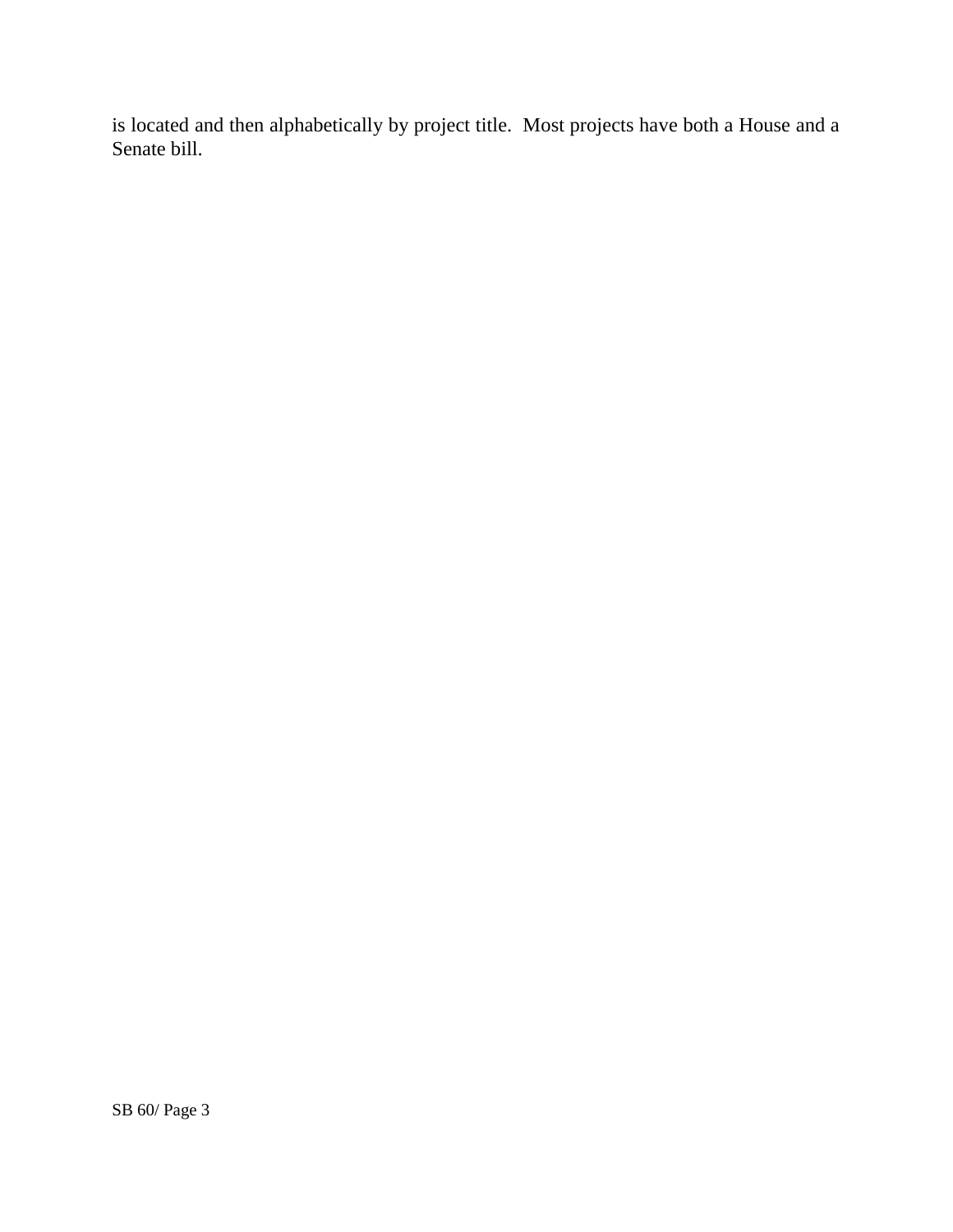is located and then alphabetically by project title. Most projects have both a House and a Senate bill.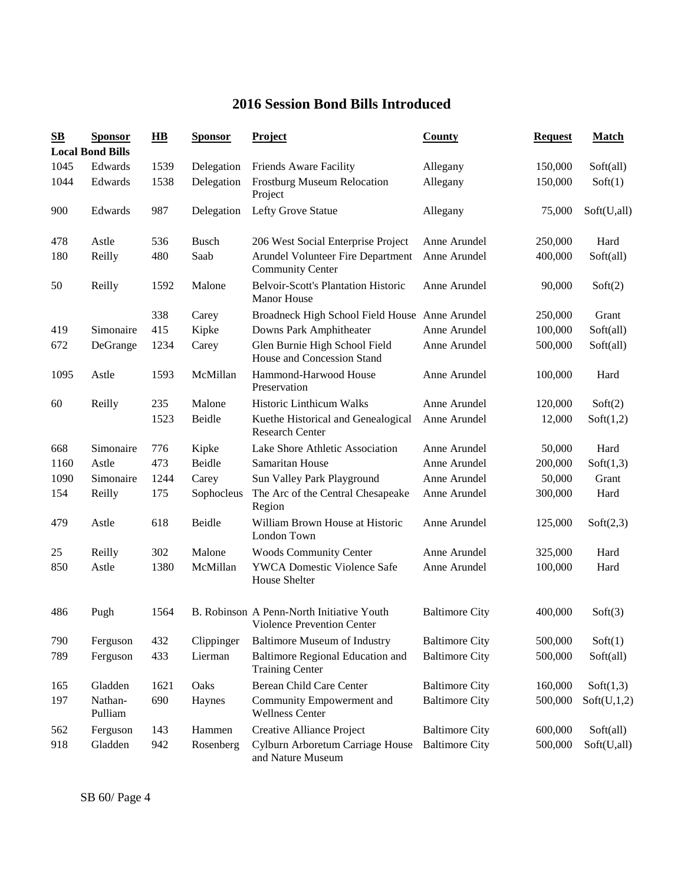# 2016 Session Bond Bills Introduced

| SB | Sponsor | HB | Sponsor | Project | County | Request | Match |
|---|---|---|---|---|---|---|---|
| **Local Bond Bills** | | | | | | | |
| 1045 | Edwards | 1539 | Delegation | Friends Aware Facility | Allegany | 150,000 | Soft(all) |
| 1044 | Edwards | 1538 | Delegation | Frostburg Museum Relocation Project | Allegany | 150,000 | Soft(1) |
| 900 | Edwards | 987 | Delegation | Lefty Grove Statue | Allegany | 75,000 | Soft(U,all) |
| 478 | Astle | 536 | Busch | 206 West Social Enterprise Project | Anne Arundel | 250,000 | Hard |
| 180 | Reilly | 480 | Saab | Arundel Volunteer Fire Department Community Center | Anne Arundel | 400,000 | Soft(all) |
| 50 | Reilly | 1592 | Malone | Belvoir-Scott's Plantation Historic Manor House | Anne Arundel | 90,000 | Soft(2) |
| | | 338 | Carey | Broadneck High School Field House | Anne Arundel | 250,000 | Grant |
| 419 | Simonaire | 415 | Kipke | Downs Park Amphitheater | Anne Arundel | 100,000 | Soft(all) |
| 672 | DeGrange | 1234 | Carey | Glen Burnie High School Field House and Concession Stand | Anne Arundel | 500,000 | Soft(all) |
| 1095 | Astle | 1593 | McMillan | Hammond-Harwood House Preservation | Anne Arundel | 100,000 | Hard |
| 60 | Reilly | 235 | Malone | Historic Linthicum Walks | Anne Arundel | 120,000 | Soft(2) |
| | | 1523 | Beidle | Kuethe Historical and Genealogical Research Center | Anne Arundel | 12,000 | Soft(1,2) |
| 668 | Simonaire | 776 | Kipke | Lake Shore Athletic Association | Anne Arundel | 50,000 | Hard |
| 1160 | Astle | 473 | Beidle | Samaritan House | Anne Arundel | 200,000 | Soft(1,3) |
| 1090 | Simonaire | 1244 | Carey | Sun Valley Park Playground | Anne Arundel | 50,000 | Grant |
| 154 | Reilly | 175 | Sophocleus | The Arc of the Central Chesapeake Region | Anne Arundel | 300,000 | Hard |
| 479 | Astle | 618 | Beidle | William Brown House at Historic London Town | Anne Arundel | 125,000 | Soft(2,3) |
| 25 | Reilly | 302 | Malone | Woods Community Center | Anne Arundel | 325,000 | Hard |
| 850 | Astle | 1380 | McMillan | YWCA Domestic Violence Safe House Shelter | Anne Arundel | 100,000 | Hard |
| 486 | Pugh | 1564 | B. Robinson | A Penn-North Initiative Youth Violence Prevention Center | Baltimore City | 400,000 | Soft(3) |
| 790 | Ferguson | 432 | Clippinger | Baltimore Museum of Industry | Baltimore City | 500,000 | Soft(1) |
| 789 | Ferguson | 433 | Lierman | Baltimore Regional Education and Training Center | Baltimore City | 500,000 | Soft(all) |
| 165 | Gladden | 1621 | Oaks | Berean Child Care Center | Baltimore City | 160,000 | Soft(1,3) |
| 197 | Nathan-Pulliam | 690 | Haynes | Community Empowerment and Wellness Center | Baltimore City | 500,000 | Soft(U,1,2) |
| 562 | Ferguson | 143 | Hammen | Creative Alliance Project | Baltimore City | 600,000 | Soft(all) |
| 918 | Gladden | 942 | Rosenberg | Cylburn Arboretum Carriage House and Nature Museum | Baltimore City | 500,000 | Soft(U,all) |

SB 60/ Page 4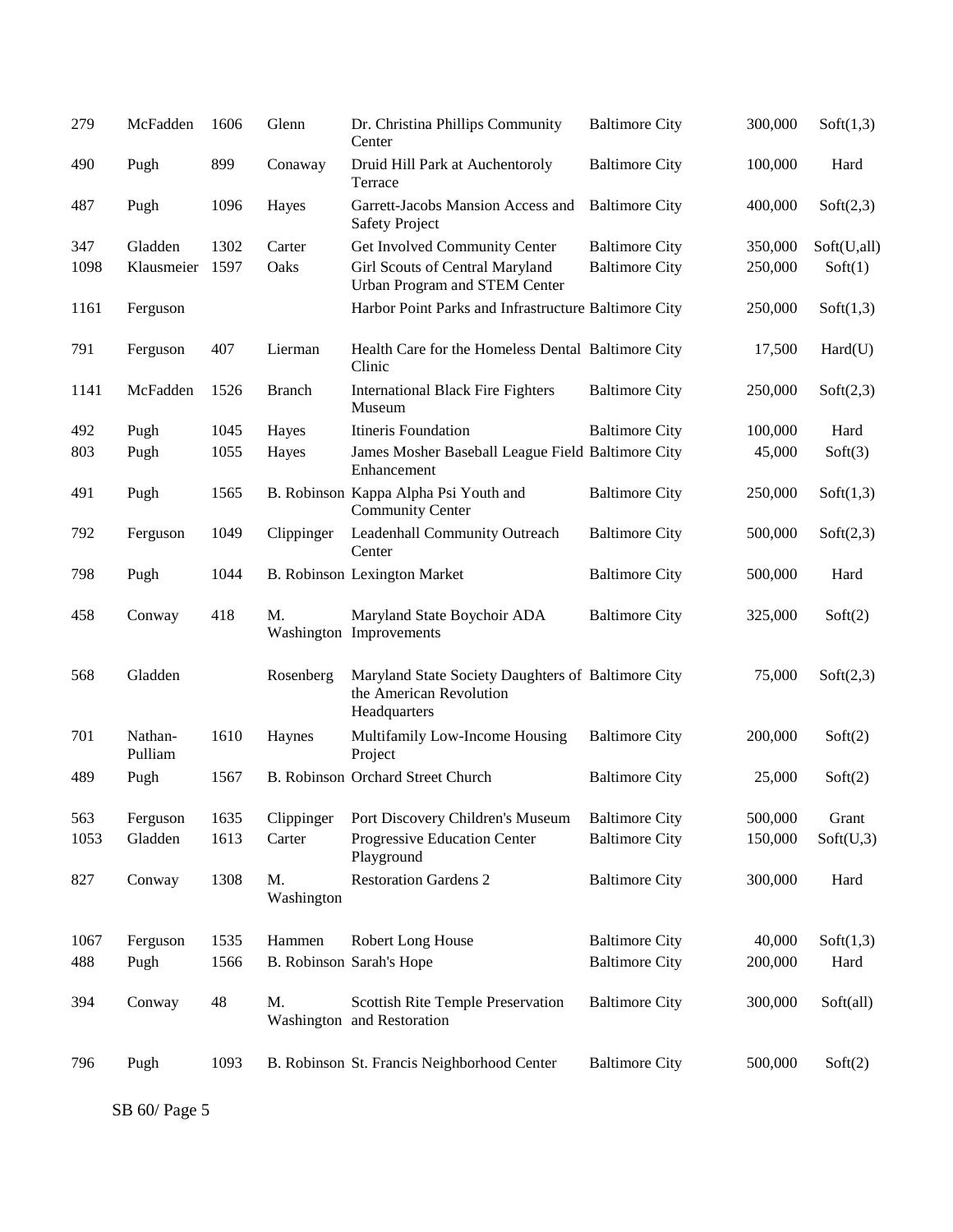| | | | | | | | |
|---|---|---|---|---|---|---|---|
| 279 | McFadden | 1606 | Glenn | Dr. Christina Phillips Community Center | Baltimore City | 300,000 | Soft(1,3) |
| 490 | Pugh | 899 | Conaway | Druid Hill Park at Auchentoroly Terrace | Baltimore City | 100,000 | Hard |
| 487 | Pugh | 1096 | Hayes | Garrett-Jacobs Mansion Access and Safety Project | Baltimore City | 400,000 | Soft(2,3) |
| 347 | Gladden | 1302 | Carter | Get Involved Community Center | Baltimore City | 350,000 | Soft(U,all) |
| 1098 | Klausmeier | 1597 | Oaks | Girl Scouts of Central Maryland Urban Program and STEM Center | Baltimore City | 250,000 | Soft(1) |
| 1161 | Ferguson | | | Harbor Point Parks and Infrastructure | Baltimore City | 250,000 | Soft(1,3) |
| 791 | Ferguson | 407 | Lierman | Health Care for the Homeless Dental Clinic | Baltimore City | 17,500 | Hard(U) |
| 1141 | McFadden | 1526 | Branch | International Black Fire Fighters Museum | Baltimore City | 250,000 | Soft(2,3) |
| 492 | Pugh | 1045 | Hayes | Itineris Foundation | Baltimore City | 100,000 | Hard |
| 803 | Pugh | 1055 | Hayes | James Mosher Baseball League Field Enhancement | Baltimore City | 45,000 | Soft(3) |
| 491 | Pugh | 1565 | B. Robinson | Kappa Alpha Psi Youth and Community Center | Baltimore City | 250,000 | Soft(1,3) |
| 792 | Ferguson | 1049 | Clippinger | Leadenhall Community Outreach Center | Baltimore City | 500,000 | Soft(2,3) |
| 798 | Pugh | 1044 | B. Robinson | Lexington Market | Baltimore City | 500,000 | Hard |
| 458 | Conway | 418 | M. Washington | Maryland State Boychoir ADA Improvements | Baltimore City | 325,000 | Soft(2) |
| 568 | Gladden | | Rosenberg | Maryland State Society Daughters of the American Revolution Headquarters | Baltimore City | 75,000 | Soft(2,3) |
| 701 | Nathan-Pulliam | 1610 | Haynes | Multifamily Low-Income Housing Project | Baltimore City | 200,000 | Soft(2) |
| 489 | Pugh | 1567 | B. Robinson | Orchard Street Church | Baltimore City | 25,000 | Soft(2) |
| 563 | Ferguson | 1635 | Clippinger | Port Discovery Children's Museum | Baltimore City | 500,000 | Grant |
| 1053 | Gladden | 1613 | Carter | Progressive Education Center Playground | Baltimore City | 150,000 | Soft(U,3) |
| 827 | Conway | 1308 | M. Washington | Restoration Gardens 2 | Baltimore City | 300,000 | Hard |
| 1067 | Ferguson | 1535 | Hammen | Robert Long House | Baltimore City | 40,000 | Soft(1,3) |
| 488 | Pugh | 1566 | B. Robinson | Sarah's Hope | Baltimore City | 200,000 | Hard |
| 394 | Conway | 48 | M. Washington | Scottish Rite Temple Preservation and Restoration | Baltimore City | 300,000 | Soft(all) |
| 796 | Pugh | 1093 | B. Robinson | St. Francis Neighborhood Center | Baltimore City | 500,000 | Soft(2) |

SB 60/ Page 5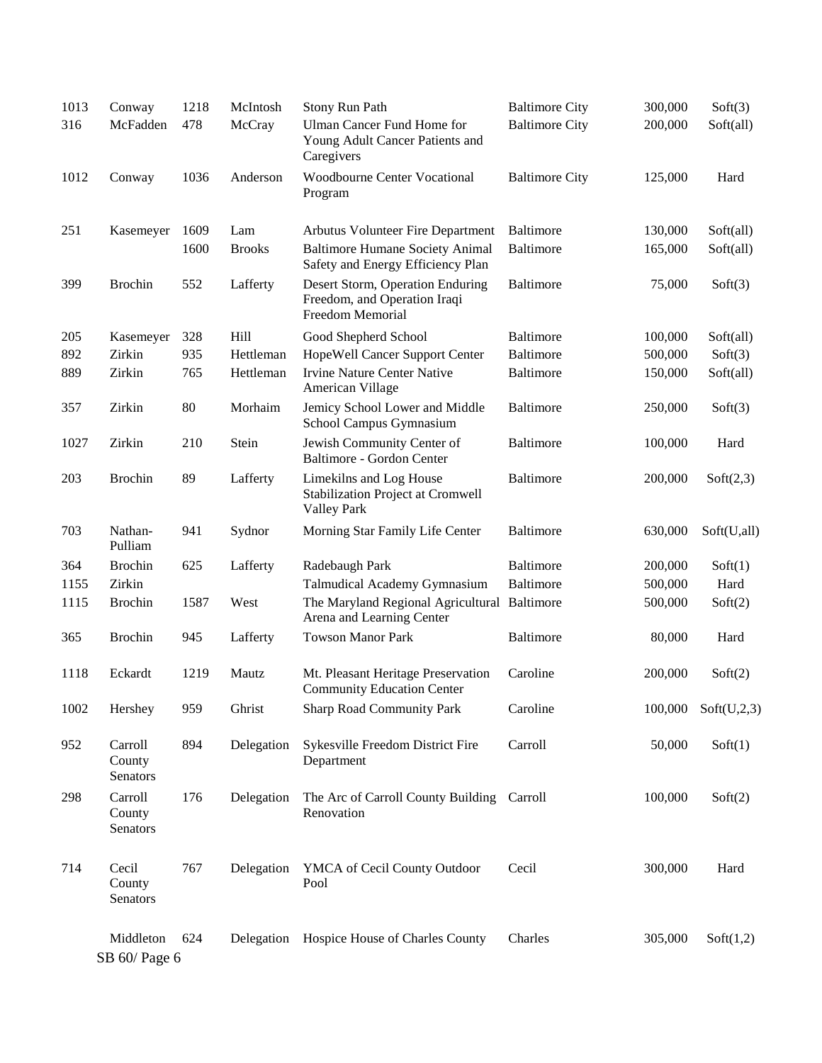| | | | | | | | |
|---|---|---|---|---|---|---|---|
| 1013 | Conway | 1218 | McIntosh | Stony Run Path | Baltimore City | 300,000 | Soft(3) |
| 316 | McFadden | 478 | McCray | Ulman Cancer Fund Home for Young Adult Cancer Patients and Caregivers | Baltimore City | 200,000 | Soft(all) |
| 1012 | Conway | 1036 | Anderson | Woodbourne Center Vocational Program | Baltimore City | 125,000 | Hard |
| 251 | Kasemeyer | 1609 | Lam | Arbutus Volunteer Fire Department | Baltimore | 130,000 | Soft(all) |
| | | 1600 | Brooks | Baltimore Humane Society Animal Safety and Energy Efficiency Plan | Baltimore | 165,000 | Soft(all) |
| 399 | Brochin | 552 | Lafferty | Desert Storm, Operation Enduring Freedom, and Operation Iraqi Freedom Memorial | Baltimore | 75,000 | Soft(3) |
| 205 | Kasemeyer | 328 | Hill | Good Shepherd School | Baltimore | 100,000 | Soft(all) |
| 892 | Zirkin | 935 | Hettleman | HopeWell Cancer Support Center | Baltimore | 500,000 | Soft(3) |
| 889 | Zirkin | 765 | Hettleman | Irvine Nature Center Native American Village | Baltimore | 150,000 | Soft(all) |
| 357 | Zirkin | 80 | Morhaim | Jemicy School Lower and Middle School Campus Gymnasium | Baltimore | 250,000 | Soft(3) |
| 1027 | Zirkin | 210 | Stein | Jewish Community Center of Baltimore - Gordon Center | Baltimore | 100,000 | Hard |
| 203 | Brochin | 89 | Lafferty | Limekilns and Log House Stabilization Project at Cromwell Valley Park | Baltimore | 200,000 | Soft(2,3) |
| 703 | Nathan-Pulliam | 941 | Sydnor | Morning Star Family Life Center | Baltimore | 630,000 | Soft(U,all) |
| 364 | Brochin | 625 | Lafferty | Radebaugh Park | Baltimore | 200,000 | Soft(1) |
| 1155 | Zirkin | | | Talmudical Academy Gymnasium | Baltimore | 500,000 | Hard |
| 1115 | Brochin | 1587 | West | The Maryland Regional Agricultural Arena and Learning Center | Baltimore | 500,000 | Soft(2) |
| 365 | Brochin | 945 | Lafferty | Towson Manor Park | Baltimore | 80,000 | Hard |
| 1118 | Eckardt | 1219 | Mautz | Mt. Pleasant Heritage Preservation Community Education Center | Caroline | 200,000 | Soft(2) |
| 1002 | Hershey | 959 | Ghrist | Sharp Road Community Park | Caroline | 100,000 | Soft(U,2,3) |
| 952 | Carroll County Senators | 894 | Delegation | Sykesville Freedom District Fire Department | Carroll | 50,000 | Soft(1) |
| 298 | Carroll County Senators | 176 | Delegation | The Arc of Carroll County Building Renovation | Carroll | 100,000 | Soft(2) |
| 714 | Cecil County Senators | 767 | Delegation | YMCA of Cecil County Outdoor Pool | Cecil | 300,000 | Hard |
| | Middleton | 624 | Delegation | Hospice House of Charles County | Charles | 305,000 | Soft(1,2) |

SB 60/ Page 6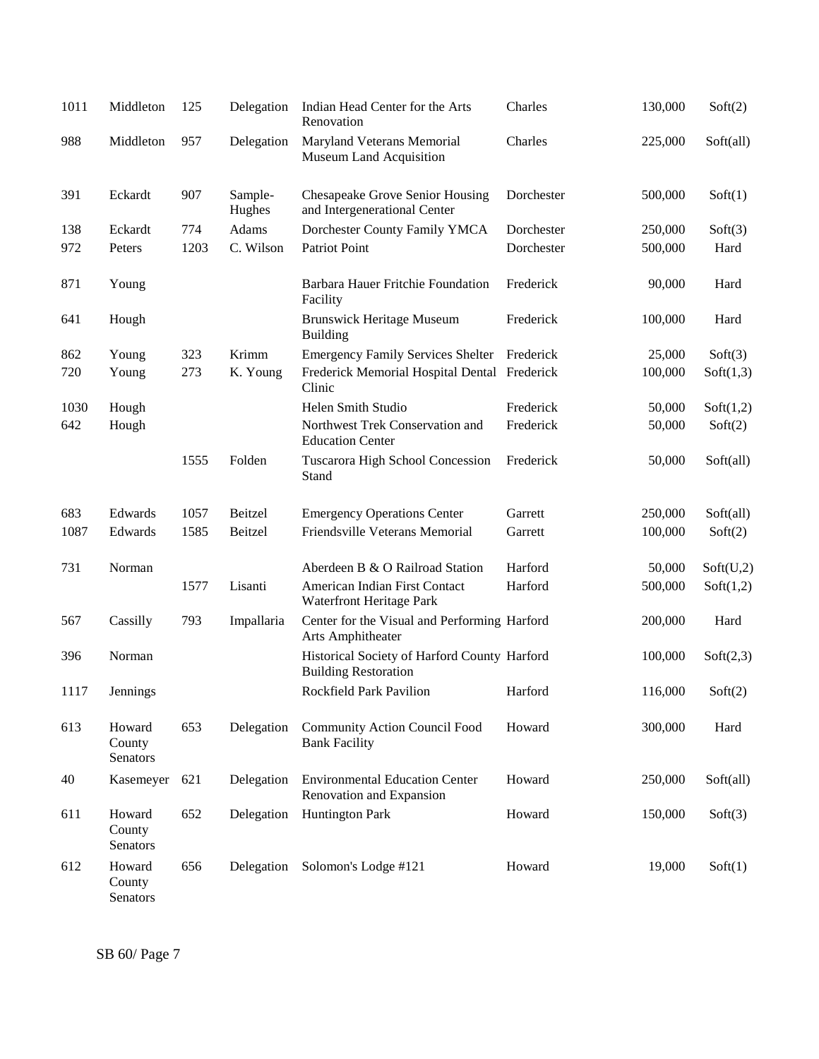| | | | | | | | |
|---|---|---|---|---|---|---|---|
| 1011 | Middleton | 125 | Delegation | Indian Head Center for the Arts Renovation | Charles | 130,000 | Soft(2) |
| 988 | Middleton | 957 | Delegation | Maryland Veterans Memorial Museum Land Acquisition | Charles | 225,000 | Soft(all) |
| 391 | Eckardt | 907 | Sample-Hughes | Chesapeake Grove Senior Housing and Intergenerational Center | Dorchester | 500,000 | Soft(1) |
| 138 | Eckardt | 774 | Adams | Dorchester County Family YMCA | Dorchester | 250,000 | Soft(3) |
| 972 | Peters | 1203 | C. Wilson | Patriot Point | Dorchester | 500,000 | Hard |
| 871 | Young | | | Barbara Hauer Fritchie Foundation Facility | Frederick | 90,000 | Hard |
| 641 | Hough | | | Brunswick Heritage Museum Building | Frederick | 100,000 | Hard |
| 862 | Young | 323 | Krimm | Emergency Family Services Shelter | Frederick | 25,000 | Soft(3) |
| 720 | Young | 273 | K. Young | Frederick Memorial Hospital Dental Clinic | Frederick | 100,000 | Soft(1,3) |
| 1030 | Hough | | | Helen Smith Studio | Frederick | 50,000 | Soft(1,2) |
| 642 | Hough | | | Northwest Trek Conservation and Education Center | Frederick | 50,000 | Soft(2) |
| | | 1555 | Folden | Tuscarora High School Concession Stand | Frederick | 50,000 | Soft(all) |
| 683 | Edwards | 1057 | Beitzel | Emergency Operations Center | Garrett | 250,000 | Soft(all) |
| 1087 | Edwards | 1585 | Beitzel | Friendsville Veterans Memorial | Garrett | 100,000 | Soft(2) |
| 731 | Norman | | | Aberdeen B & O Railroad Station | Harford | 50,000 | Soft(U,2) |
| | | 1577 | Lisanti | American Indian First Contact Waterfront Heritage Park | Harford | 500,000 | Soft(1,2) |
| 567 | Cassilly | 793 | Impallaria | Center for the Visual and Performing Arts Amphitheater | Harford | 200,000 | Hard |
| 396 | Norman | | | Historical Society of Harford County Building Restoration | Harford | 100,000 | Soft(2,3) |
| 1117 | Jennings | | | Rockfield Park Pavilion | Harford | 116,000 | Soft(2) |
| 613 | Howard County Senators | 653 | Delegation | Community Action Council Food Bank Facility | Howard | 300,000 | Hard |
| 40 | Kasemeyer | 621 | Delegation | Environmental Education Center Renovation and Expansion | Howard | 250,000 | Soft(all) |
| 611 | Howard County Senators | 652 | Delegation | Huntington Park | Howard | 150,000 | Soft(3) |
| 612 | Howard County Senators | 656 | Delegation | Solomon's Lodge #121 | Howard | 19,000 | Soft(1) |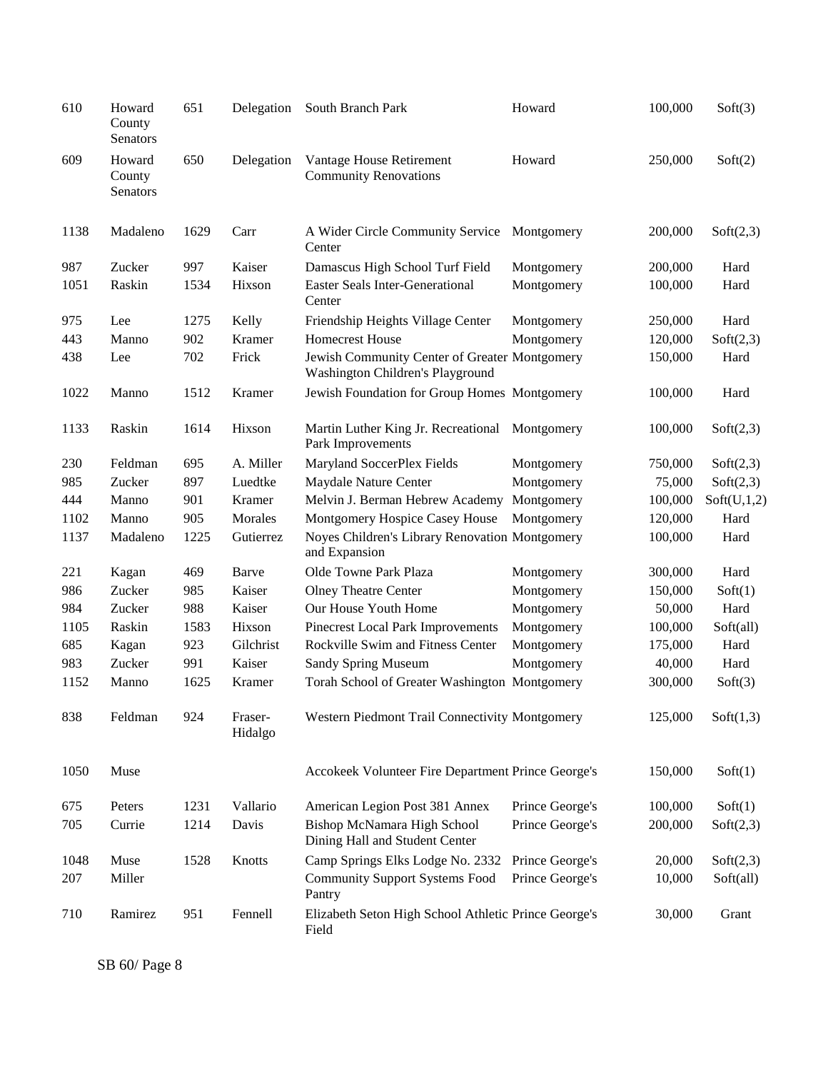| | | | | | | | |
|---|---|---|---|---|---|---|---|
| 610 | Howard County Senators | 651 | Delegation | South Branch Park | Howard | 100,000 | Soft(3) |
| 609 | Howard County Senators | 650 | Delegation | Vantage House Retirement Community Renovations | Howard | 250,000 | Soft(2) |
| 1138 | Madaleno | 1629 | Carr | A Wider Circle Community Service Center | Montgomery | 200,000 | Soft(2,3) |
| 987 | Zucker | 997 | Kaiser | Damascus High School Turf Field | Montgomery | 200,000 | Hard |
| 1051 | Raskin | 1534 | Hixson | Easter Seals Inter-Generational Center | Montgomery | 100,000 | Hard |
| 975 | Lee | 1275 | Kelly | Friendship Heights Village Center | Montgomery | 250,000 | Hard |
| 443 | Manno | 902 | Kramer | Homecrest House | Montgomery | 120,000 | Soft(2,3) |
| 438 | Lee | 702 | Frick | Jewish Community Center of Greater Washington Children's Playground | Montgomery | 150,000 | Hard |
| 1022 | Manno | 1512 | Kramer | Jewish Foundation for Group Homes | Montgomery | 100,000 | Hard |
| 1133 | Raskin | 1614 | Hixson | Martin Luther King Jr. Recreational Park Improvements | Montgomery | 100,000 | Soft(2,3) |
| 230 | Feldman | 695 | A. Miller | Maryland SoccerPlex Fields | Montgomery | 750,000 | Soft(2,3) |
| 985 | Zucker | 897 | Luedtke | Maydale Nature Center | Montgomery | 75,000 | Soft(2,3) |
| 444 | Manno | 901 | Kramer | Melvin J. Berman Hebrew Academy | Montgomery | 100,000 | Soft(U,1,2) |
| 1102 | Manno | 905 | Morales | Montgomery Hospice Casey House | Montgomery | 120,000 | Hard |
| 1137 | Madaleno | 1225 | Gutierrez | Noyes Children's Library Renovation and Expansion | Montgomery | 100,000 | Hard |
| 221 | Kagan | 469 | Barve | Olde Towne Park Plaza | Montgomery | 300,000 | Hard |
| 986 | Zucker | 985 | Kaiser | Olney Theatre Center | Montgomery | 150,000 | Soft(1) |
| 984 | Zucker | 988 | Kaiser | Our House Youth Home | Montgomery | 50,000 | Hard |
| 1105 | Raskin | 1583 | Hixson | Pinecrest Local Park Improvements | Montgomery | 100,000 | Soft(all) |
| 685 | Kagan | 923 | Gilchrist | Rockville Swim and Fitness Center | Montgomery | 175,000 | Hard |
| 983 | Zucker | 991 | Kaiser | Sandy Spring Museum | Montgomery | 40,000 | Hard |
| 1152 | Manno | 1625 | Kramer | Torah School of Greater Washington | Montgomery | 300,000 | Soft(3) |
| 838 | Feldman | 924 | Fraser-Hidalgo | Western Piedmont Trail Connectivity | Montgomery | 125,000 | Soft(1,3) |
| 1050 | Muse | | | Accokeek Volunteer Fire Department | Prince George's | 150,000 | Soft(1) |
| 675 | Peters | 1231 | Vallario | American Legion Post 381 Annex | Prince George's | 100,000 | Soft(1) |
| 705 | Currie | 1214 | Davis | Bishop McNamara High School Dining Hall and Student Center | Prince George's | 200,000 | Soft(2,3) |
| 1048 | Muse | 1528 | Knotts | Camp Springs Elks Lodge No. 2332 | Prince George's | 20,000 | Soft(2,3) |
| 207 | Miller | | | Community Support Systems Food Pantry | Prince George's | 10,000 | Soft(all) |
| 710 | Ramirez | 951 | Fennell | Elizabeth Seton High School Athletic Field | Prince George's | 30,000 | Grant |

SB 60/ Page 8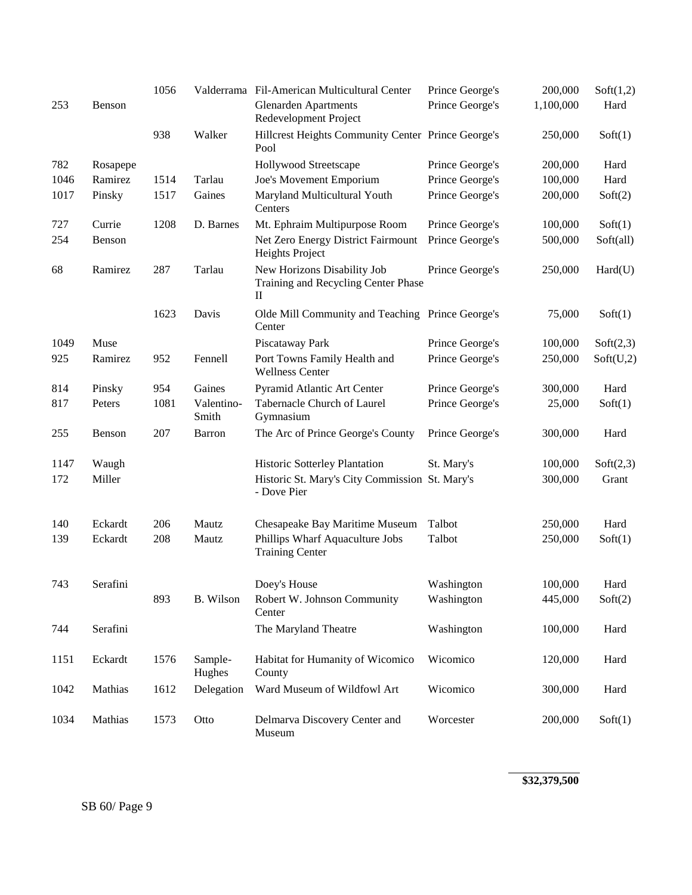| | | | | | | | |
|---|---|---|---|---|---|---|---|
| | | 1056 | Valderrama | Fil-American Multicultural Center | Prince George's | 200,000 | Soft(1,2) |
| 253 | Benson | | | Glenarden Apartments Redevelopment Project | Prince George's | 1,100,000 | Hard |
| | | 938 | Walker | Hillcrest Heights Community Center Pool | Prince George's | 250,000 | Soft(1) |
| 782 | Rosapepe | | | Hollywood Streetscape | Prince George's | 200,000 | Hard |
| 1046 | Ramirez | 1514 | Tarlau | Joe's Movement Emporium | Prince George's | 100,000 | Hard |
| 1017 | Pinsky | 1517 | Gaines | Maryland Multicultural Youth Centers | Prince George's | 200,000 | Soft(2) |
| 727 | Currie | 1208 | D. Barnes | Mt. Ephraim Multipurpose Room | Prince George's | 100,000 | Soft(1) |
| 254 | Benson | | | Net Zero Energy District Fairmount Heights Project | Prince George's | 500,000 | Soft(all) |
| 68 | Ramirez | 287 | Tarlau | New Horizons Disability Job Training and Recycling Center Phase II | Prince George's | 250,000 | Hard(U) |
| | | 1623 | Davis | Olde Mill Community and Teaching Center | Prince George's | 75,000 | Soft(1) |
| 1049 | Muse | | | Piscataway Park | Prince George's | 100,000 | Soft(2,3) |
| 925 | Ramirez | 952 | Fennell | Port Towns Family Health and Wellness Center | Prince George's | 250,000 | Soft(U,2) |
| 814 | Pinsky | 954 | Gaines | Pyramid Atlantic Art Center | Prince George's | 300,000 | Hard |
| 817 | Peters | 1081 | Valentino-Smith | Tabernacle Church of Laurel Gymnasium | Prince George's | 25,000 | Soft(1) |
| 255 | Benson | 207 | Barron | The Arc of Prince George's County | Prince George's | 300,000 | Hard |
| 1147 | Waugh | | | Historic Sotterley Plantation | St. Mary's | 100,000 | Soft(2,3) |
| 172 | Miller | | | Historic St. Mary's City Commission - Dove Pier | St. Mary's | 300,000 | Grant |
| 140 | Eckardt | 206 | Mautz | Chesapeake Bay Maritime Museum | Talbot | 250,000 | Hard |
| 139 | Eckardt | 208 | Mautz | Phillips Wharf Aquaculture Jobs Training Center | Talbot | 250,000 | Soft(1) |
| 743 | Serafini | | | Doey's House | Washington | 100,000 | Hard |
| | | 893 | B. Wilson | Robert W. Johnson Community Center | Washington | 445,000 | Soft(2) |
| 744 | Serafini | | | The Maryland Theatre | Washington | 100,000 | Hard |
| 1151 | Eckardt | 1576 | Sample-Hughes | Habitat for Humanity of Wicomico County | Wicomico | 120,000 | Hard |
| 1042 | Mathias | 1612 | Delegation | Ward Museum of Wildfowl Art | Wicomico | 300,000 | Hard |
| 1034 | Mathias | 1573 | Otto | Delmarva Discovery Center and Museum | Worcester | 200,000 | Soft(1) |
| | | | | | | **$32,379,500** | |

SB 60/ Page 9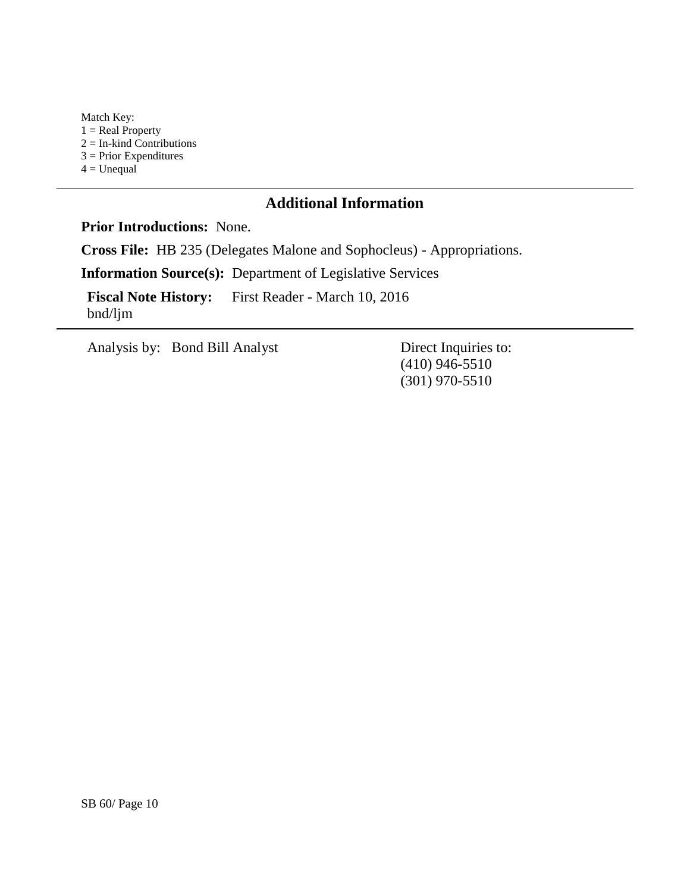Match Key:
1 = Real Property
2 = In-kind Contributions
3 = Prior Expenditures
4 = Unequal

## Additional Information

**Prior Introductions:** None.

**Cross File:** HB 235 (Delegates Malone and Sophocleus) - Appropriations.

**Information Source(s):** Department of Legislative Services

**Fiscal Note History:** First Reader - March 10, 2016
bnd/ljm

Analysis by: Bond Bill Analyst

Direct Inquiries to:
(410) 946-5510
(301) 970-5510